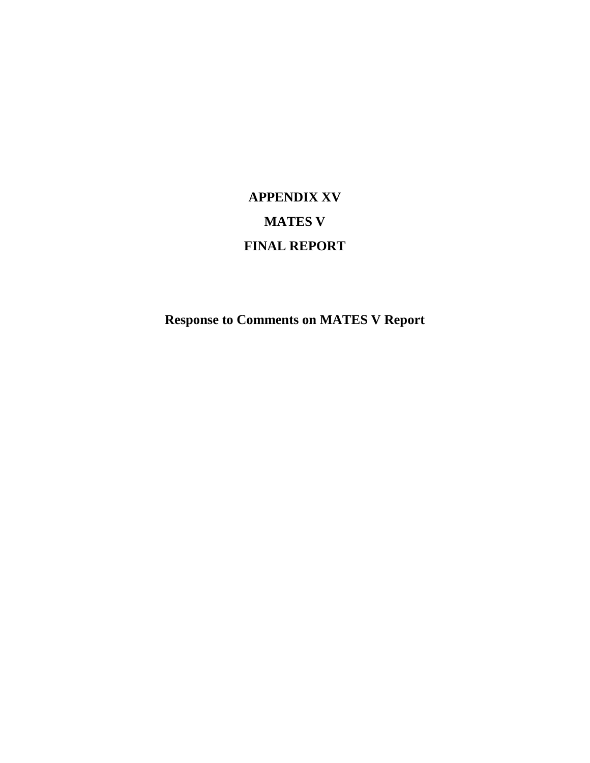# APPENDIX XV

# MATES V

# FINAL REPORT

## Response to Comments on MATES V Report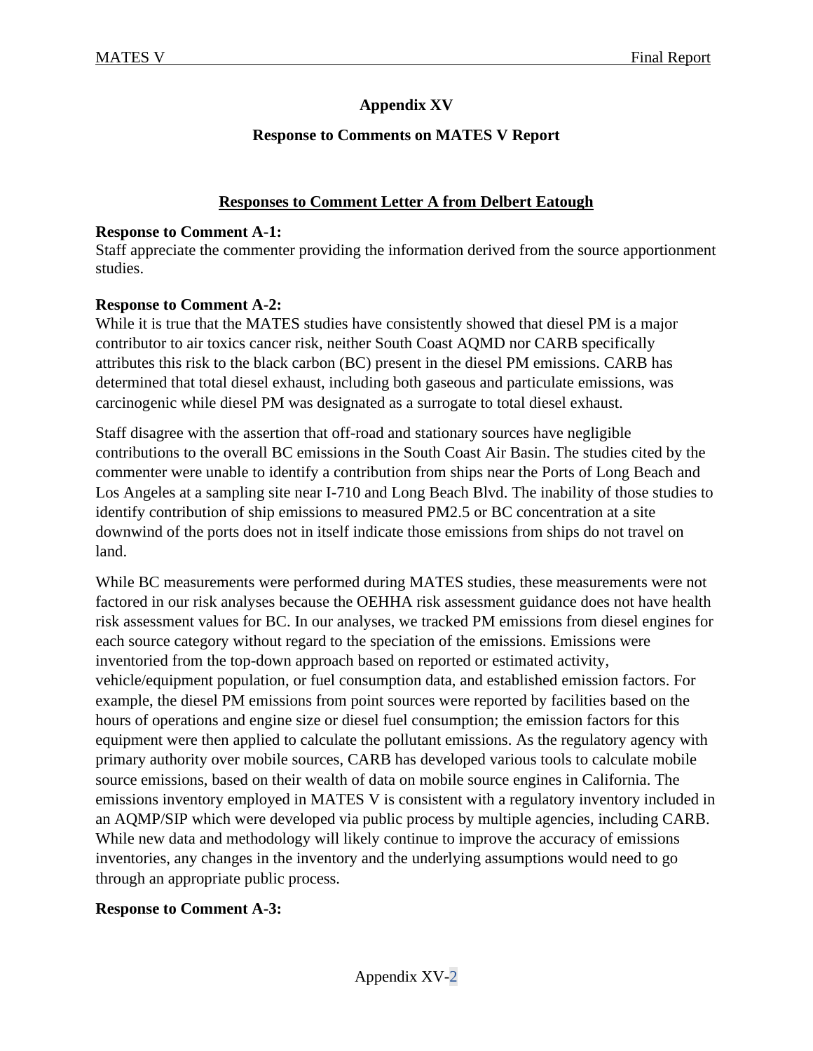# Appendix XV

## Response to Comments on MATES V Report

### Responses to Comment Letter A from Delbert Eatough

**Response to Comment A-1:**
Staff appreciate the commenter providing the information derived from the source apportionment studies.

**Response to Comment A-2:**
While it is true that the MATES studies have consistently showed that diesel PM is a major contributor to air toxics cancer risk, neither South Coast AQMD nor CARB specifically attributes this risk to the black carbon (BC) present in the diesel PM emissions. CARB has determined that total diesel exhaust, including both gaseous and particulate emissions, was carcinogenic while diesel PM was designated as a surrogate to total diesel exhaust.

Staff disagree with the assertion that off-road and stationary sources have negligible contributions to the overall BC emissions in the South Coast Air Basin. The studies cited by the commenter were unable to identify a contribution from ships near the Ports of Long Beach and Los Angeles at a sampling site near I-710 and Long Beach Blvd. The inability of those studies to identify contribution of ship emissions to measured PM2.5 or BC concentration at a site downwind of the ports does not in itself indicate those emissions from ships do not travel on land.

While BC measurements were performed during MATES studies, these measurements were not factored in our risk analyses because the OEHHA risk assessment guidance does not have health risk assessment values for BC. In our analyses, we tracked PM emissions from diesel engines for each source category without regard to the speciation of the emissions. Emissions were inventoried from the top-down approach based on reported or estimated activity, vehicle/equipment population, or fuel consumption data, and established emission factors. For example, the diesel PM emissions from point sources were reported by facilities based on the hours of operations and engine size or diesel fuel consumption; the emission factors for this equipment were then applied to calculate the pollutant emissions. As the regulatory agency with primary authority over mobile sources, CARB has developed various tools to calculate mobile source emissions, based on their wealth of data on mobile source engines in California. The emissions inventory employed in MATES V is consistent with a regulatory inventory included in an AQMP/SIP which were developed via public process by multiple agencies, including CARB. While new data and methodology will likely continue to improve the accuracy of emissions inventories, any changes in the inventory and the underlying assumptions would need to go through an appropriate public process.

**Response to Comment A-3:**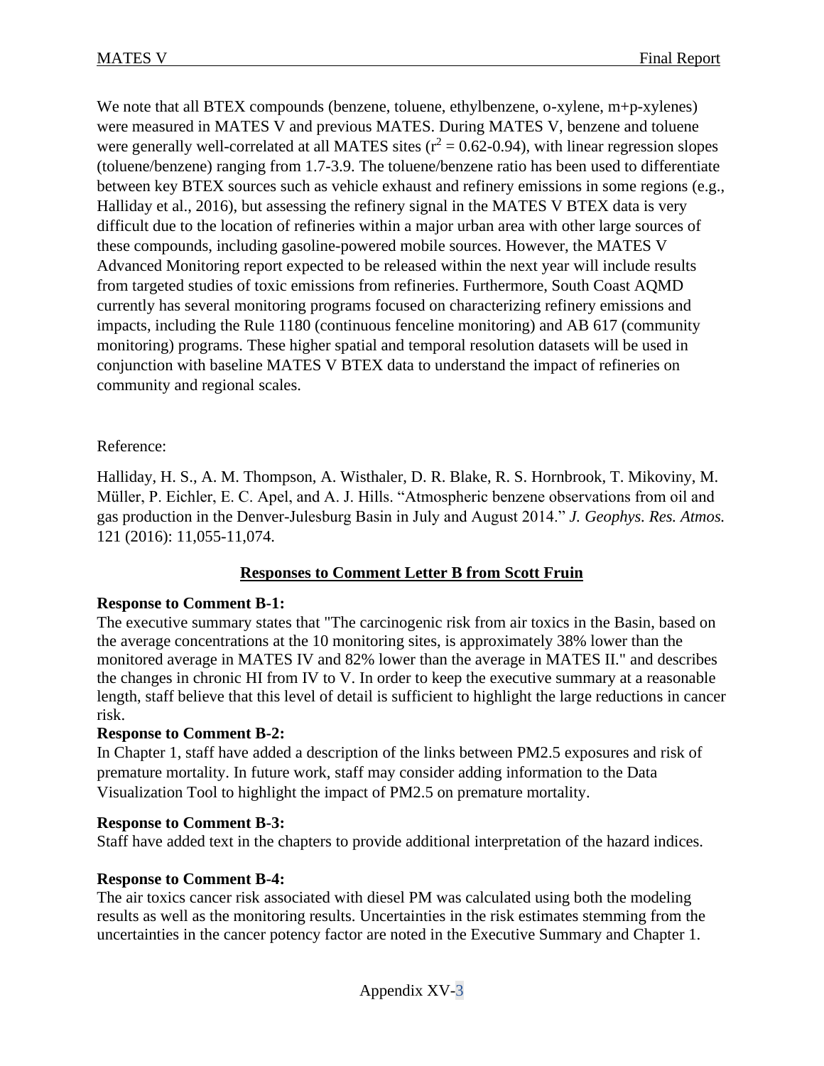We note that all BTEX compounds (benzene, toluene, ethylbenzene, o-xylene, m+p-xylenes) were measured in MATES V and previous MATES. During MATES V, benzene and toluene were generally well-correlated at all MATES sites ($r^2 = 0.62$-$0.94$), with linear regression slopes (toluene/benzene) ranging from 1.7-3.9. The toluene/benzene ratio has been used to differentiate between key BTEX sources such as vehicle exhaust and refinery emissions in some regions (e.g., Halliday et al., 2016), but assessing the refinery signal in the MATES V BTEX data is very difficult due to the location of refineries within a major urban area with other large sources of these compounds, including gasoline-powered mobile sources. However, the MATES V Advanced Monitoring report expected to be released within the next year will include results from targeted studies of toxic emissions from refineries. Furthermore, South Coast AQMD currently has several monitoring programs focused on characterizing refinery emissions and impacts, including the Rule 1180 (continuous fenceline monitoring) and AB 617 (community monitoring) programs. These higher spatial and temporal resolution datasets will be used in conjunction with baseline MATES V BTEX data to understand the impact of refineries on community and regional scales.

Reference:

Halliday, H. S., A. M. Thompson, A. Wisthaler, D. R. Blake, R. S. Hornbrook, T. Mikoviny, M. Müller, P. Eichler, E. C. Apel, and A. J. Hills. "Atmospheric benzene observations from oil and gas production in the Denver-Julesburg Basin in July and August 2014." *J. Geophys. Res. Atmos.* 121 (2016): 11,055-11,074.

## Responses to Comment Letter B from Scott Fruin

**Response to Comment B-1:**
The executive summary states that "The carcinogenic risk from air toxics in the Basin, based on the average concentrations at the 10 monitoring sites, is approximately 38% lower than the monitored average in MATES IV and 82% lower than the average in MATES II." and describes the changes in chronic HI from IV to V. In order to keep the executive summary at a reasonable length, staff believe that this level of detail is sufficient to highlight the large reductions in cancer risk.

**Response to Comment B-2:**
In Chapter 1, staff have added a description of the links between PM2.5 exposures and risk of premature mortality. In future work, staff may consider adding information to the Data Visualization Tool to highlight the impact of PM2.5 on premature mortality.

**Response to Comment B-3:**
Staff have added text in the chapters to provide additional interpretation of the hazard indices.

**Response to Comment B-4:**
The air toxics cancer risk associated with diesel PM was calculated using both the modeling results as well as the monitoring results. Uncertainties in the risk estimates stemming from the uncertainties in the cancer potency factor are noted in the Executive Summary and Chapter 1.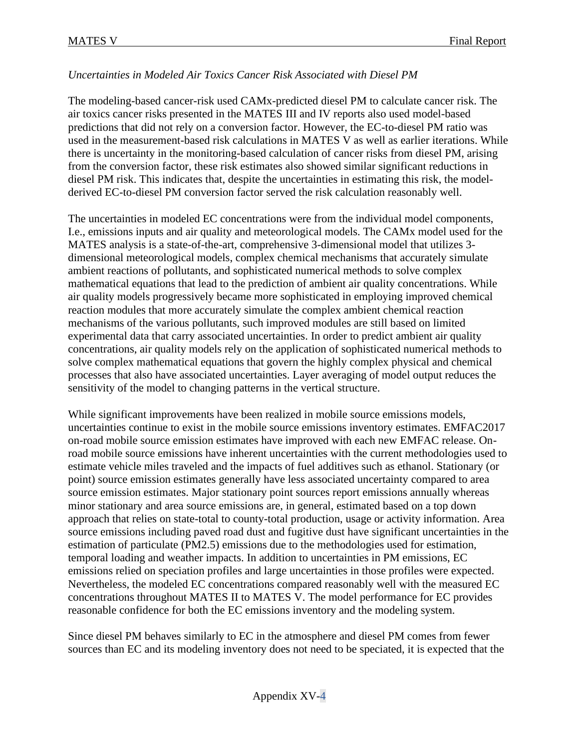*Uncertainties in Modeled Air Toxics Cancer Risk Associated with Diesel PM*

The modeling-based cancer-risk used CAMx-predicted diesel PM to calculate cancer risk. The air toxics cancer risks presented in the MATES III and IV reports also used model-based predictions that did not rely on a conversion factor. However, the EC-to-diesel PM ratio was used in the measurement-based risk calculations in MATES V as well as earlier iterations. While there is uncertainty in the monitoring-based calculation of cancer risks from diesel PM, arising from the conversion factor, these risk estimates also showed similar significant reductions in diesel PM risk. This indicates that, despite the uncertainties in estimating this risk, the model-derived EC-to-diesel PM conversion factor served the risk calculation reasonably well.

The uncertainties in modeled EC concentrations were from the individual model components, I.e., emissions inputs and air quality and meteorological models. The CAMx model used for the MATES analysis is a state-of-the-art, comprehensive 3-dimensional model that utilizes 3-dimensional meteorological models, complex chemical mechanisms that accurately simulate ambient reactions of pollutants, and sophisticated numerical methods to solve complex mathematical equations that lead to the prediction of ambient air quality concentrations. While air quality models progressively became more sophisticated in employing improved chemical reaction modules that more accurately simulate the complex ambient chemical reaction mechanisms of the various pollutants, such improved modules are still based on limited experimental data that carry associated uncertainties. In order to predict ambient air quality concentrations, air quality models rely on the application of sophisticated numerical methods to solve complex mathematical equations that govern the highly complex physical and chemical processes that also have associated uncertainties. Layer averaging of model output reduces the sensitivity of the model to changing patterns in the vertical structure.

While significant improvements have been realized in mobile source emissions models, uncertainties continue to exist in the mobile source emissions inventory estimates. EMFAC2017 on-road mobile source emission estimates have improved with each new EMFAC release. On-road mobile source emissions have inherent uncertainties with the current methodologies used to estimate vehicle miles traveled and the impacts of fuel additives such as ethanol. Stationary (or point) source emission estimates generally have less associated uncertainty compared to area source emission estimates. Major stationary point sources report emissions annually whereas minor stationary and area source emissions are, in general, estimated based on a top down approach that relies on state-total to county-total production, usage or activity information. Area source emissions including paved road dust and fugitive dust have significant uncertainties in the estimation of particulate (PM2.5) emissions due to the methodologies used for estimation, temporal loading and weather impacts. In addition to uncertainties in PM emissions, EC emissions relied on speciation profiles and large uncertainties in those profiles were expected. Nevertheless, the modeled EC concentrations compared reasonably well with the measured EC concentrations throughout MATES II to MATES V. The model performance for EC provides reasonable confidence for both the EC emissions inventory and the modeling system.

Since diesel PM behaves similarly to EC in the atmosphere and diesel PM comes from fewer sources than EC and its modeling inventory does not need to be speciated, it is expected that the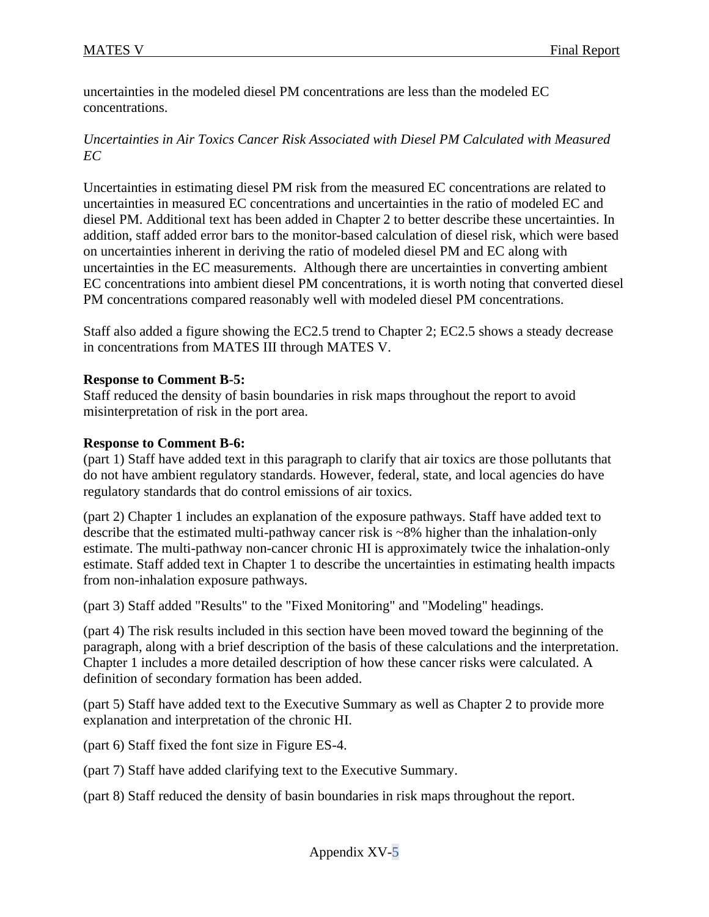uncertainties in the modeled diesel PM concentrations are less than the modeled EC concentrations.

*Uncertainties in Air Toxics Cancer Risk Associated with Diesel PM Calculated with Measured EC*

Uncertainties in estimating diesel PM risk from the measured EC concentrations are related to uncertainties in measured EC concentrations and uncertainties in the ratio of modeled EC and diesel PM. Additional text has been added in Chapter 2 to better describe these uncertainties. In addition, staff added error bars to the monitor-based calculation of diesel risk, which were based on uncertainties inherent in deriving the ratio of modeled diesel PM and EC along with uncertainties in the EC measurements. Although there are uncertainties in converting ambient EC concentrations into ambient diesel PM concentrations, it is worth noting that converted diesel PM concentrations compared reasonably well with modeled diesel PM concentrations.

Staff also added a figure showing the EC2.5 trend to Chapter 2; EC2.5 shows a steady decrease in concentrations from MATES III through MATES V.

**Response to Comment B-5:**
Staff reduced the density of basin boundaries in risk maps throughout the report to avoid misinterpretation of risk in the port area.

**Response to Comment B-6:**
(part 1) Staff have added text in this paragraph to clarify that air toxics are those pollutants that do not have ambient regulatory standards. However, federal, state, and local agencies do have regulatory standards that do control emissions of air toxics.

(part 2) Chapter 1 includes an explanation of the exposure pathways. Staff have added text to describe that the estimated multi-pathway cancer risk is ~8% higher than the inhalation-only estimate. The multi-pathway non-cancer chronic HI is approximately twice the inhalation-only estimate. Staff added text in Chapter 1 to describe the uncertainties in estimating health impacts from non-inhalation exposure pathways.

(part 3) Staff added "Results" to the "Fixed Monitoring" and "Modeling" headings.

(part 4) The risk results included in this section have been moved toward the beginning of the paragraph, along with a brief description of the basis of these calculations and the interpretation. Chapter 1 includes a more detailed description of how these cancer risks were calculated. A definition of secondary formation has been added.

(part 5) Staff have added text to the Executive Summary as well as Chapter 2 to provide more explanation and interpretation of the chronic HI.

(part 6) Staff fixed the font size in Figure ES-4.

(part 7) Staff have added clarifying text to the Executive Summary.

(part 8) Staff reduced the density of basin boundaries in risk maps throughout the report.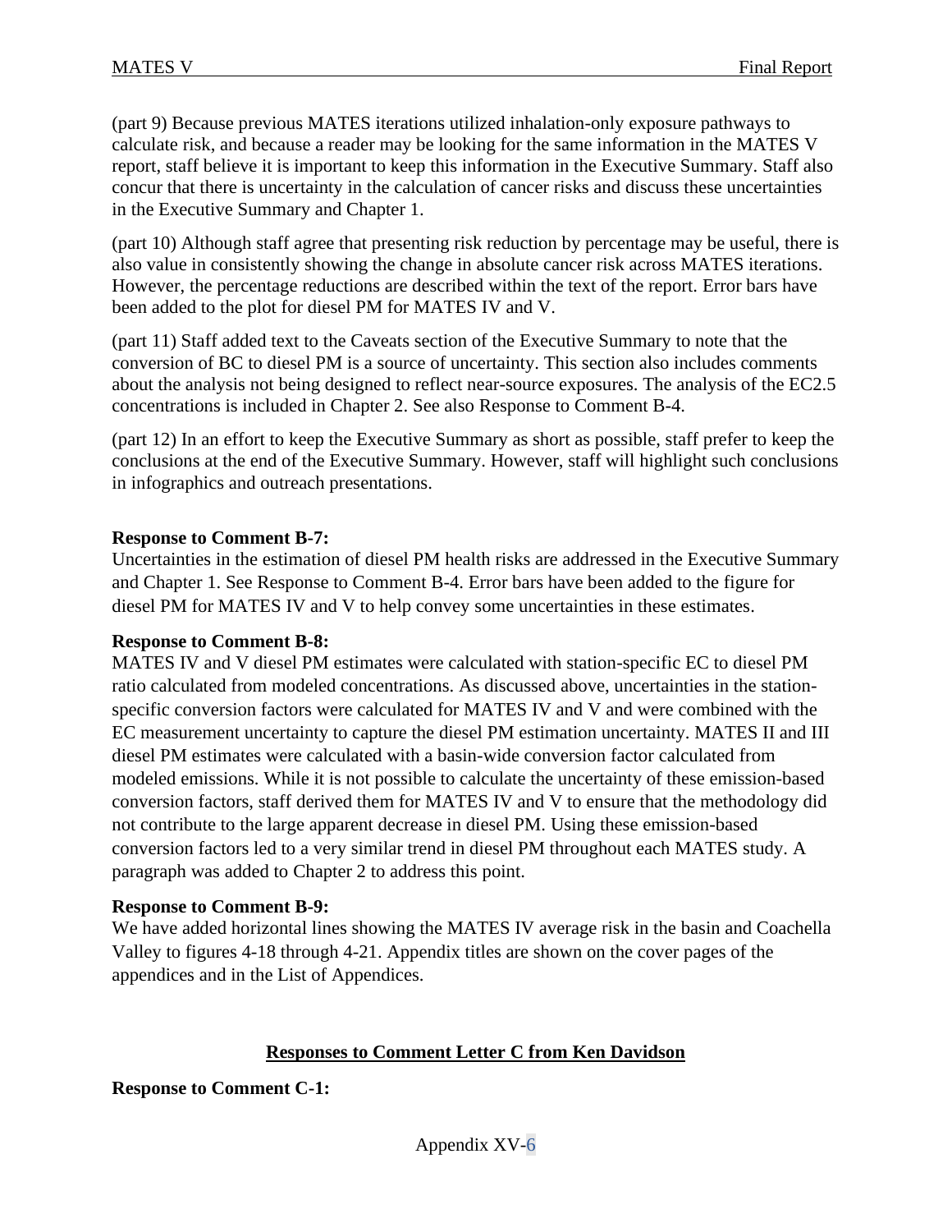(part 9) Because previous MATES iterations utilized inhalation-only exposure pathways to calculate risk, and because a reader may be looking for the same information in the MATES V report, staff believe it is important to keep this information in the Executive Summary. Staff also concur that there is uncertainty in the calculation of cancer risks and discuss these uncertainties in the Executive Summary and Chapter 1.

(part 10) Although staff agree that presenting risk reduction by percentage may be useful, there is also value in consistently showing the change in absolute cancer risk across MATES iterations. However, the percentage reductions are described within the text of the report. Error bars have been added to the plot for diesel PM for MATES IV and V.

(part 11) Staff added text to the Caveats section of the Executive Summary to note that the conversion of BC to diesel PM is a source of uncertainty. This section also includes comments about the analysis not being designed to reflect near-source exposures. The analysis of the EC2.5 concentrations is included in Chapter 2. See also Response to Comment B-4.

(part 12) In an effort to keep the Executive Summary as short as possible, staff prefer to keep the conclusions at the end of the Executive Summary. However, staff will highlight such conclusions in infographics and outreach presentations.

**Response to Comment B-7:**
Uncertainties in the estimation of diesel PM health risks are addressed in the Executive Summary and Chapter 1. See Response to Comment B-4. Error bars have been added to the figure for diesel PM for MATES IV and V to help convey some uncertainties in these estimates.

**Response to Comment B-8:**
MATES IV and V diesel PM estimates were calculated with station-specific EC to diesel PM ratio calculated from modeled concentrations. As discussed above, uncertainties in the station-specific conversion factors were calculated for MATES IV and V and were combined with the EC measurement uncertainty to capture the diesel PM estimation uncertainty. MATES II and III diesel PM estimates were calculated with a basin-wide conversion factor calculated from modeled emissions. While it is not possible to calculate the uncertainty of these emission-based conversion factors, staff derived them for MATES IV and V to ensure that the methodology did not contribute to the large apparent decrease in diesel PM. Using these emission-based conversion factors led to a very similar trend in diesel PM throughout each MATES study. A paragraph was added to Chapter 2 to address this point.

**Response to Comment B-9:**
We have added horizontal lines showing the MATES IV average risk in the basin and Coachella Valley to figures 4-18 through 4-21. Appendix titles are shown on the cover pages of the appendices and in the List of Appendices.

## Responses to Comment Letter C from Ken Davidson

**Response to Comment C-1:**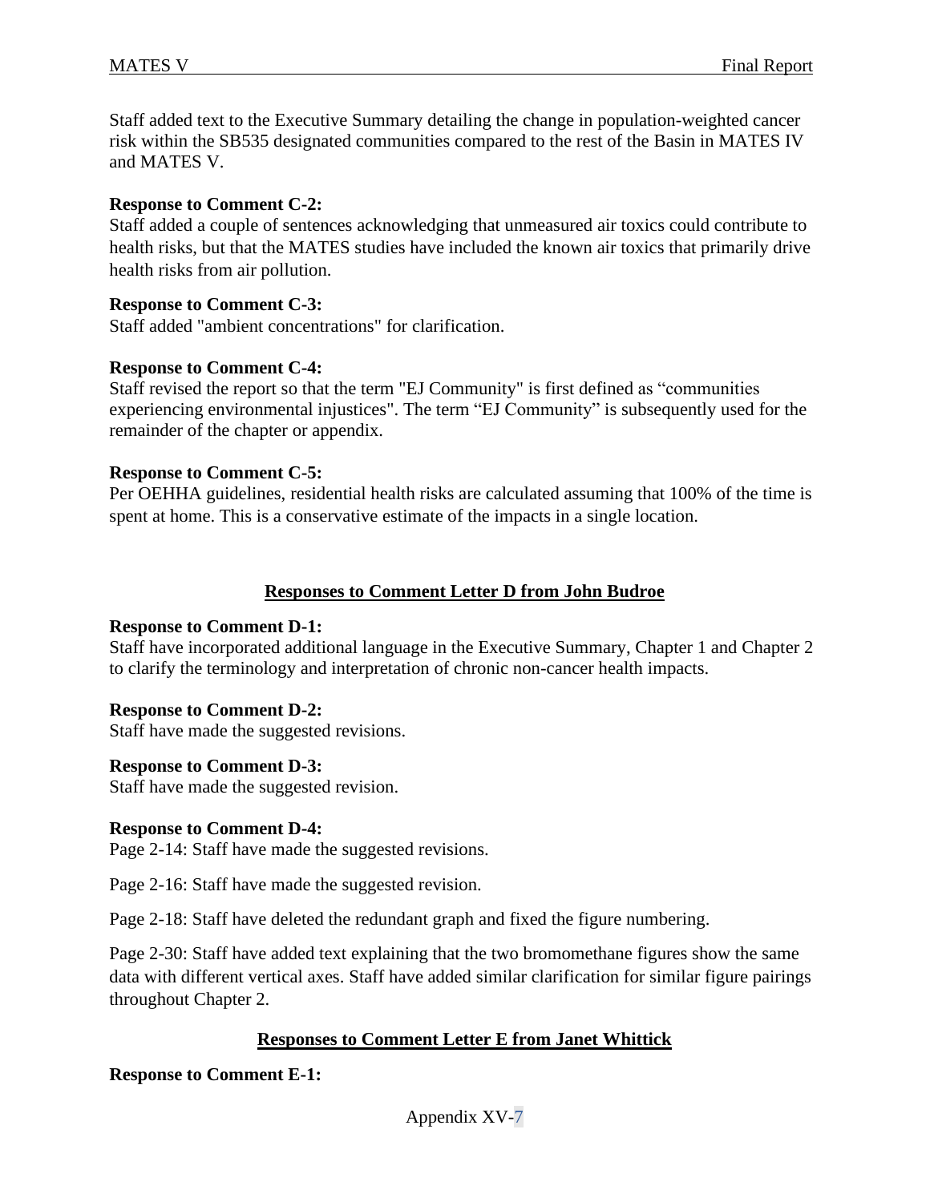Staff added text to the Executive Summary detailing the change in population-weighted cancer risk within the SB535 designated communities compared to the rest of the Basin in MATES IV and MATES V.

**Response to Comment C-2:**
Staff added a couple of sentences acknowledging that unmeasured air toxics could contribute to health risks, but that the MATES studies have included the known air toxics that primarily drive health risks from air pollution.

**Response to Comment C-3:**
Staff added "ambient concentrations" for clarification.

**Response to Comment C-4:**
Staff revised the report so that the term "EJ Community" is first defined as "communities experiencing environmental injustices". The term "EJ Community" is subsequently used for the remainder of the chapter or appendix.

**Response to Comment C-5:**
Per OEHHA guidelines, residential health risks are calculated assuming that 100% of the time is spent at home. This is a conservative estimate of the impacts in a single location.

## Responses to Comment Letter D from John Budroe

**Response to Comment D-1:**
Staff have incorporated additional language in the Executive Summary, Chapter 1 and Chapter 2 to clarify the terminology and interpretation of chronic non-cancer health impacts.

**Response to Comment D-2:**
Staff have made the suggested revisions.

**Response to Comment D-3:**
Staff have made the suggested revision.

**Response to Comment D-4:**
Page 2-14: Staff have made the suggested revisions.

Page 2-16: Staff have made the suggested revision.

Page 2-18: Staff have deleted the redundant graph and fixed the figure numbering.

Page 2-30: Staff have added text explaining that the two bromomethane figures show the same data with different vertical axes. Staff have added similar clarification for similar figure pairings throughout Chapter 2.

## Responses to Comment Letter E from Janet Whittick

**Response to Comment E-1:**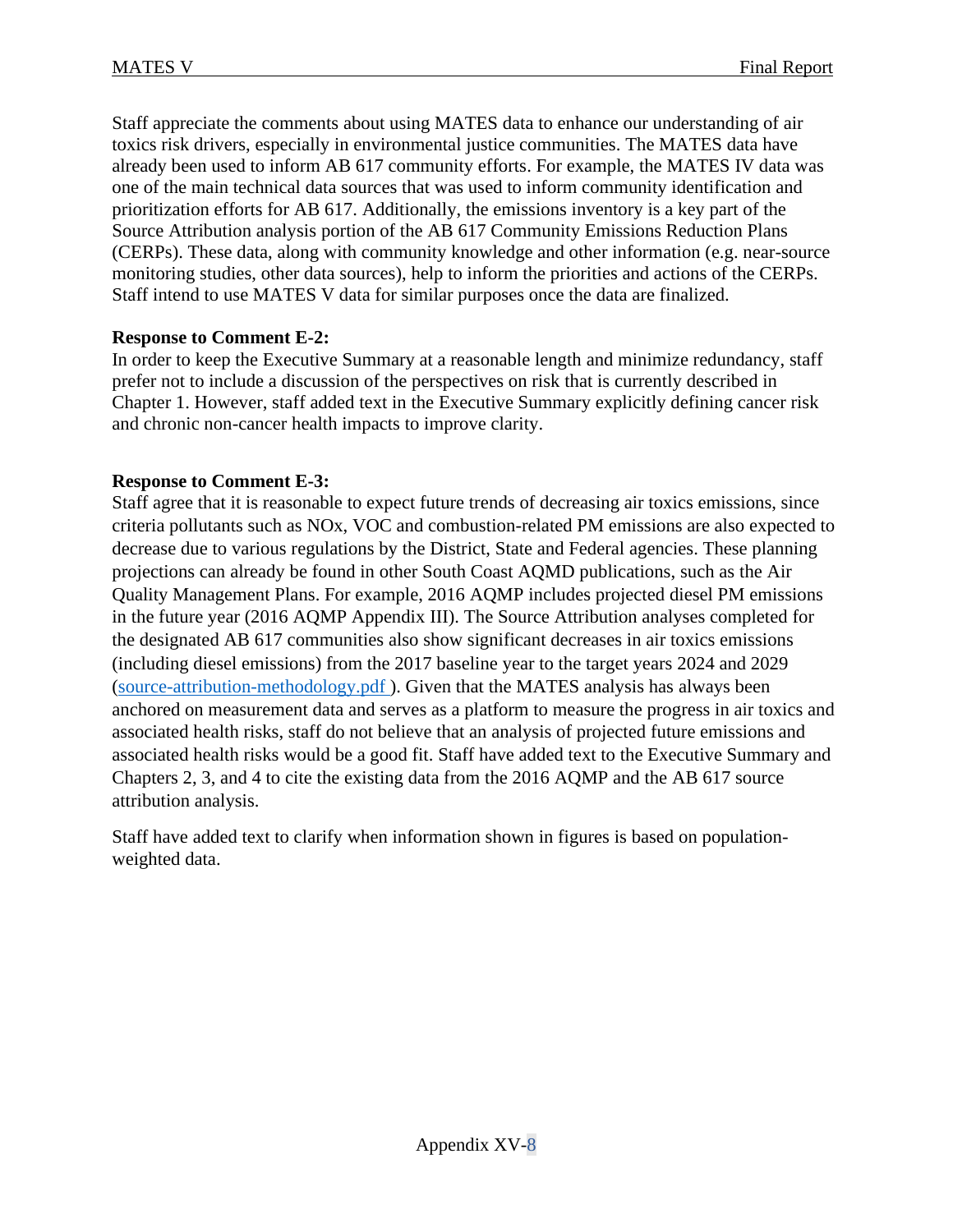Staff appreciate the comments about using MATES data to enhance our understanding of air toxics risk drivers, especially in environmental justice communities. The MATES data have already been used to inform AB 617 community efforts. For example, the MATES IV data was one of the main technical data sources that was used to inform community identification and prioritization efforts for AB 617. Additionally, the emissions inventory is a key part of the Source Attribution analysis portion of the AB 617 Community Emissions Reduction Plans (CERPs). These data, along with community knowledge and other information (e.g. near-source monitoring studies, other data sources), help to inform the priorities and actions of the CERPs. Staff intend to use MATES V data for similar purposes once the data are finalized.

**Response to Comment E-2:**

In order to keep the Executive Summary at a reasonable length and minimize redundancy, staff prefer not to include a discussion of the perspectives on risk that is currently described in Chapter 1. However, staff added text in the Executive Summary explicitly defining cancer risk and chronic non-cancer health impacts to improve clarity.

**Response to Comment E-3:**

Staff agree that it is reasonable to expect future trends of decreasing air toxics emissions, since criteria pollutants such as NOx, VOC and combustion-related PM emissions are also expected to decrease due to various regulations by the District, State and Federal agencies. These planning projections can already be found in other South Coast AQMD publications, such as the Air Quality Management Plans. For example, 2016 AQMP includes projected diesel PM emissions in the future year (2016 AQMP Appendix III). The Source Attribution analyses completed for the designated AB 617 communities also show significant decreases in air toxics emissions (including diesel emissions) from the 2017 baseline year to the target years 2024 and 2029 (source-attribution-methodology.pdf ). Given that the MATES analysis has always been anchored on measurement data and serves as a platform to measure the progress in air toxics and associated health risks, staff do not believe that an analysis of projected future emissions and associated health risks would be a good fit. Staff have added text to the Executive Summary and Chapters 2, 3, and 4 to cite the existing data from the 2016 AQMP and the AB 617 source attribution analysis.

Staff have added text to clarify when information shown in figures is based on population-weighted data.